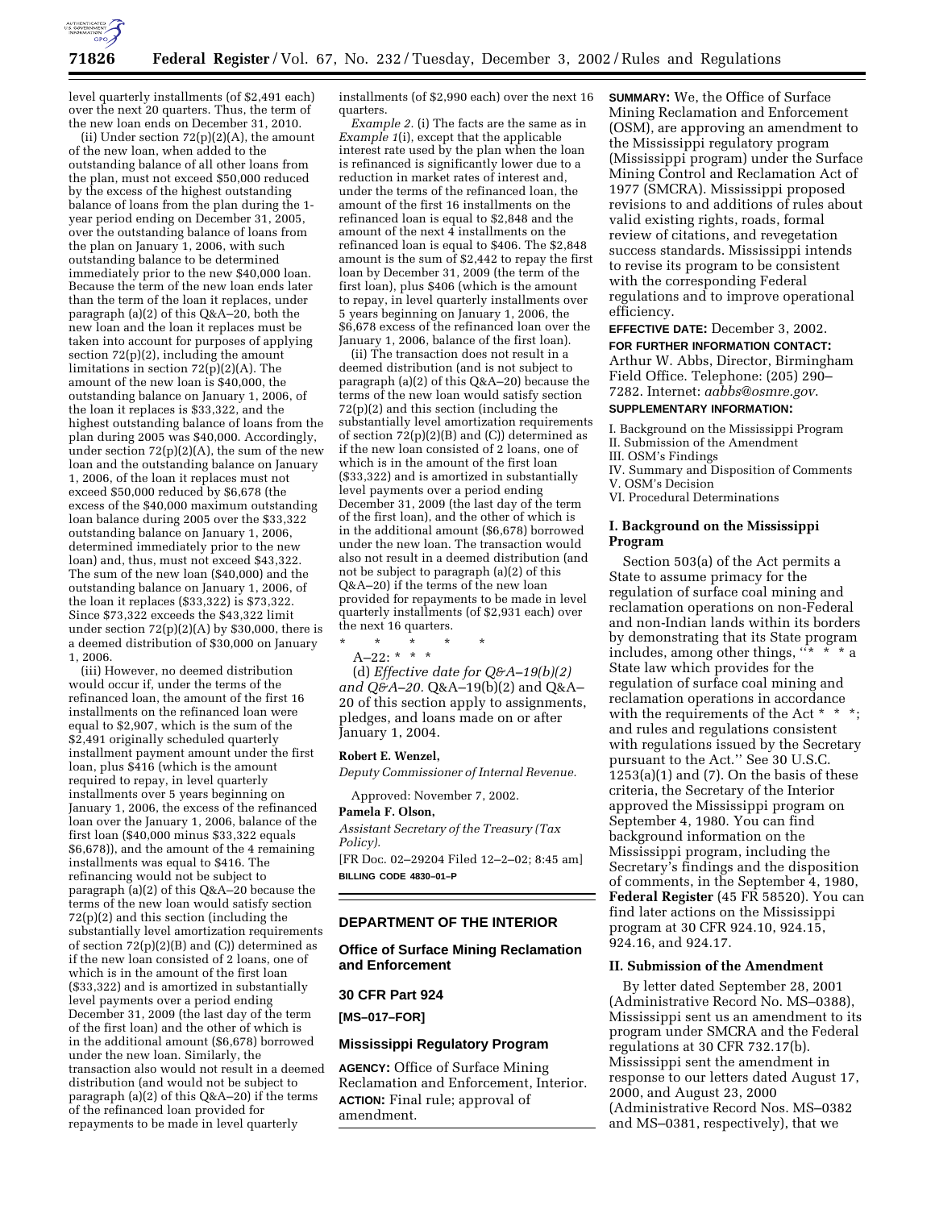level quarterly installments (of $2,491 each) over the next 20 quarters. Thus, the term of the new loan ends on December 31, 2010.

(ii) Under section 72(p)(2)(A), the amount of the new loan, when added to the outstanding balance of all other loans from the plan, must not exceed $50,000 reduced by the excess of the highest outstanding balance of loans from the plan during the 1-year period ending on December 31, 2005, over the outstanding balance of loans from the plan on January 1, 2006, with such outstanding balance to be determined immediately prior to the new $40,000 loan. Because the term of the new loan ends later than the term of the loan it replaces, under paragraph (a)(2) of this Q&A–20, both the new loan and the loan it replaces must be taken into account for purposes of applying section 72(p)(2), including the amount limitations in section 72(p)(2)(A). The amount of the new loan is $40,000, the outstanding balance on January 1, 2006, of the loan it replaces is $33,322, and the highest outstanding balance of loans from the plan during 2005 was $40,000. Accordingly, under section 72(p)(2)(A), the sum of the new loan and the outstanding balance on January 1, 2006, of the loan it replaces must not exceed $50,000 reduced by $6,678 (the excess of the $40,000 maximum outstanding loan balance during 2005 over the $33,322 outstanding balance on January 1, 2006, determined immediately prior to the new loan) and, thus, must not exceed $43,322. The sum of the new loan ($40,000) and the outstanding balance on January 1, 2006, of the loan it replaces ($33,322) is $73,322. Since $73,322 exceeds the $43,322 limit under section 72(p)(2)(A) by $30,000, there is a deemed distribution of $30,000 on January 1, 2006.

(iii) However, no deemed distribution would occur if, under the terms of the refinanced loan, the amount of the first 16 installments on the refinanced loan were equal to $2,907, which is the sum of the $2,491 originally scheduled quarterly installment payment amount under the first loan, plus $416 (which is the amount required to repay, in level quarterly installments over 5 years beginning on January 1, 2006, the excess of the refinanced loan over the January 1, 2006, balance of the first loan ($40,000 minus $33,322 equals $6,678)), and the amount of the 4 remaining installments was equal to $416. The refinancing would not be subject to paragraph (a)(2) of this Q&A–20 because the terms of the new loan would satisfy section 72(p)(2) and this section (including the substantially level amortization requirements of section 72(p)(2)(B) and (C)) determined as if the new loan consisted of 2 loans, one of which is in the amount of the first loan ($33,322) and is amortized in substantially level payments over a period ending December 31, 2009 (the last day of the term of the first loan) and the other of which is in the additional amount ($6,678) borrowed under the new loan. Similarly, the transaction also would not result in a deemed distribution (and would not be subject to paragraph (a)(2) of this Q&A–20) if the terms of the refinanced loan provided for repayments to be made in level quarterly installments (of $2,990 each) over the next 16 quarters.

*Example 2.* (i) The facts are the same as in *Example 1*(i), except that the applicable interest rate used by the plan when the loan is refinanced is significantly lower due to a reduction in market rates of interest and, under the terms of the refinanced loan, the amount of the first 16 installments on the refinanced loan is equal to $2,848 and the amount of the next 4 installments on the refinanced loan is equal to $406. The $2,848 amount is the sum of $2,442 to repay the first loan by December 31, 2009 (the term of the first loan), plus $406 (which is the amount to repay, in level quarterly installments over 5 years beginning on January 1, 2006, the $6,678 excess of the refinanced loan over the January 1, 2006, balance of the first loan).

(ii) The transaction does not result in a deemed distribution (and is not subject to paragraph (a)(2) of this Q&A–20) because the terms of the new loan would satisfy section 72(p)(2) and this section (including the substantially level amortization requirements of section 72(p)(2)(B) and (C)) determined as if the new loan consisted of 2 loans, one of which is in the amount of the first loan ($33,322) and is amortized in substantially level payments over a period ending December 31, 2009 (the last day of the term of the first loan), and the other of which is in the additional amount ($6,678) borrowed under the new loan. The transaction would also not result in a deemed distribution (and not be subject to paragraph (a)(2) of this Q&A–20) if the terms of the new loan provided for repayments to be made in level quarterly installments (of $2,931 each) over the next 16 quarters.

\* \* \* \* \*

A–22: \* \* \*

(d) *Effective date for Q&A–19(b)(2) and Q&A–20.* Q&A–19(b)(2) and Q&A–20 of this section apply to assignments, pledges, and loans made on or after January 1, 2004.

**Robert E. Wenzel,**

*Deputy Commissioner of Internal Revenue.*

Approved: November 7, 2002.

**Pamela F. Olson,**

*Assistant Secretary of the Treasury (Tax Policy).*

[FR Doc. 02–29204 Filed 12–2–02; 8:45 am]

**BILLING CODE 4830–01–P**

## DEPARTMENT OF THE INTERIOR

### Office of Surface Mining Reclamation and Enforcement

### 30 CFR Part 924

**[MS–017–FOR]**

### Mississippi Regulatory Program

**AGENCY:** Office of Surface Mining Reclamation and Enforcement, Interior.

**ACTION:** Final rule; approval of amendment.

**SUMMARY:** We, the Office of Surface Mining Reclamation and Enforcement (OSM), are approving an amendment to the Mississippi regulatory program (Mississippi program) under the Surface Mining Control and Reclamation Act of 1977 (SMCRA). Mississippi proposed revisions to and additions of rules about valid existing rights, roads, formal review of citations, and revegetation success standards. Mississippi intends to revise its program to be consistent with the corresponding Federal regulations and to improve operational efficiency.

**EFFECTIVE DATE:** December 3, 2002.

**FOR FURTHER INFORMATION CONTACT:** Arthur W. Abbs, Director, Birmingham Field Office. Telephone: (205) 290–7282. Internet: *aabbs@osmre.gov*.

**SUPPLEMENTARY INFORMATION:**

I. Background on the Mississippi Program
II. Submission of the Amendment
III. OSM's Findings
IV. Summary and Disposition of Comments
V. OSM's Decision
VI. Procedural Determinations

### I. Background on the Mississippi Program

Section 503(a) of the Act permits a State to assume primacy for the regulation of surface coal mining and reclamation operations on non-Federal and non-Indian lands within its borders by demonstrating that its State program includes, among other things, "\* \* \* a State law which provides for the regulation of surface coal mining and reclamation operations in accordance with the requirements of the Act \* \* \*; and rules and regulations consistent with regulations issued by the Secretary pursuant to the Act." See 30 U.S.C. 1253(a)(1) and (7). On the basis of these criteria, the Secretary of the Interior approved the Mississippi program on September 4, 1980. You can find background information on the Mississippi program, including the Secretary's findings and the disposition of comments, in the September 4, 1980, **Federal Register** (45 FR 58520). You can find later actions on the Mississippi program at 30 CFR 924.10, 924.15, 924.16, and 924.17.

### II. Submission of the Amendment

By letter dated September 28, 2001 (Administrative Record No. MS–0388), Mississippi sent us an amendment to its program under SMCRA and the Federal regulations at 30 CFR 732.17(b). Mississippi sent the amendment in response to our letters dated August 17, 2000, and August 23, 2000 (Administrative Record Nos. MS–0382 and MS–0381, respectively), that we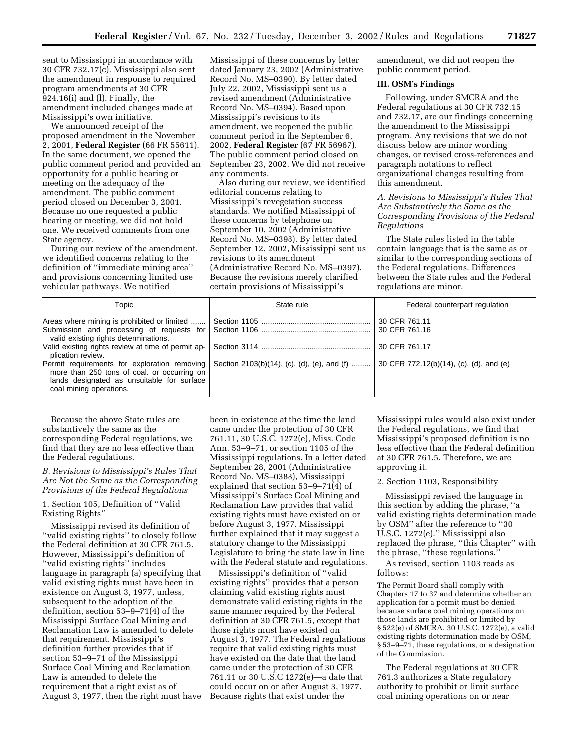sent to Mississippi in accordance with 30 CFR 732.17(c). Mississippi also sent the amendment in response to required program amendments at 30 CFR 924.16(i) and (l). Finally, the amendment included changes made at Mississippi's own initiative.

We announced receipt of the proposed amendment in the November 2, 2001, **Federal Register** (66 FR 55611). In the same document, we opened the public comment period and provided an opportunity for a public hearing or meeting on the adequacy of the amendment. The public comment period closed on December 3, 2001. Because no one requested a public hearing or meeting, we did not hold one. We received comments from one State agency.

During our review of the amendment, we identified concerns relating to the definition of "immediate mining area" and provisions concerning limited use vehicular pathways. We notified Mississippi of these concerns by letter dated January 23, 2002 (Administrative Record No. MS–0390). By letter dated July 22, 2002, Mississippi sent us a revised amendment (Administrative Record No. MS–0394). Based upon Mississippi's revisions to its amendment, we reopened the public comment period in the September 6, 2002, **Federal Register** (67 FR 56967). The public comment period closed on September 23, 2002. We did not receive any comments.

Also during our review, we identified editorial concerns relating to Mississippi's revegetation success standards. We notified Mississippi of these concerns by telephone on September 10, 2002 (Administrative Record No. MS–0398). By letter dated September 12, 2002, Mississippi sent us revisions to its amendment (Administrative Record No. MS–0397). Because the revisions merely clarified certain provisions of Mississippi's amendment, we did not reopen the public comment period.

## III. OSM's Findings

Following, under SMCRA and the Federal regulations at 30 CFR 732.15 and 732.17, are our findings concerning the amendment to the Mississippi program. Any revisions that we do not discuss below are minor wording changes, or revised cross-references and paragraph notations to reflect organizational changes resulting from this amendment.

### *A. Revisions to Mississippi's Rules That Are Substantively the Same as the Corresponding Provisions of the Federal Regulations*

The State rules listed in the table contain language that is the same as or similar to the corresponding sections of the Federal regulations. Differences between the State rules and the Federal regulations are minor.

| Topic | State rule | Federal counterpart regulation |
|---|---|---|
| Areas where mining is prohibited or limited | Section 1105 | 30 CFR 761.11 |
| Submission and processing of requests for valid existing rights determinations. | Section 1106 | 30 CFR 761.16 |
| Valid existing rights review at time of permit application review. | Section 3114 | 30 CFR 761.17 |
| Permit requirements for exploration removing more than 250 tons of coal, or occurring on lands designated as unsuitable for surface coal mining operations. | Section 2103(b)(14), (c), (d), (e), and (f) | 30 CFR 772.12(b)(14), (c), (d), and (e) |

Because the above State rules are substantively the same as the corresponding Federal regulations, we find that they are no less effective than the Federal regulations.

### *B. Revisions to Mississippi's Rules That Are Not the Same as the Corresponding Provisions of the Federal Regulations*

1. Section 105, Definition of "Valid Existing Rights"

Mississippi revised its definition of "valid existing rights" to closely follow the Federal definition at 30 CFR 761.5. However, Mississippi's definition of "valid existing rights" includes language in paragraph (a) specifying that valid existing rights must have been in existence on August 3, 1977, unless, subsequent to the adoption of the definition, section 53–9–71(4) of the Mississippi Surface Coal Mining and Reclamation Law is amended to delete that requirement. Mississippi's definition further provides that if section 53–9–71 of the Mississippi Surface Coal Mining and Reclamation Law is amended to delete the requirement that a right exist as of August 3, 1977, then the right must have been in existence at the time the land came under the protection of 30 CFR 761.11, 30 U.S.C. 1272(e), Miss. Code Ann. 53–9–71, or section 1105 of the Mississippi regulations. In a letter dated September 28, 2001 (Administrative Record No. MS–0388), Mississippi explained that section 53–9–71(4) of Mississippi's Surface Coal Mining and Reclamation Law provides that valid existing rights must have existed on or before August 3, 1977. Mississippi further explained that it may suggest a statutory change to the Mississippi Legislature to bring the state law in line with the Federal statute and regulations.

Mississippi's definition of "valid existing rights" provides that a person claiming valid existing rights must demonstrate valid existing rights in the same manner required by the Federal definition at 30 CFR 761.5, except that those rights must have existed on August 3, 1977. The Federal regulations require that valid existing rights must have existed on the date that the land came under the protection of 30 CFR 761.11 or 30 U.S.C 1272(e)—a date that could occur on or after August 3, 1977. Because rights that exist under the Mississippi rules would also exist under the Federal regulations, we find that Mississippi's proposed definition is no less effective than the Federal definition at 30 CFR 761.5. Therefore, we are approving it.

2. Section 1103, Responsibility

Mississippi revised the language in this section by adding the phrase, "a valid existing rights determination made by OSM" after the reference to "30 U.S.C. 1272(e)." Mississippi also replaced the phrase, "this Chapter" with the phrase, "these regulations."

As revised, section 1103 reads as follows:

> The Permit Board shall comply with Chapters 17 to 37 and determine whether an application for a permit must be denied because surface coal mining operations on those lands are prohibited or limited by § 522(e) of SMCRA, 30 U.S.C. 1272(e), a valid existing rights determination made by OSM, § 53–9–71, these regulations, or a designation of the Commission.

The Federal regulations at 30 CFR 761.3 authorizes a State regulatory authority to prohibit or limit surface coal mining operations on or near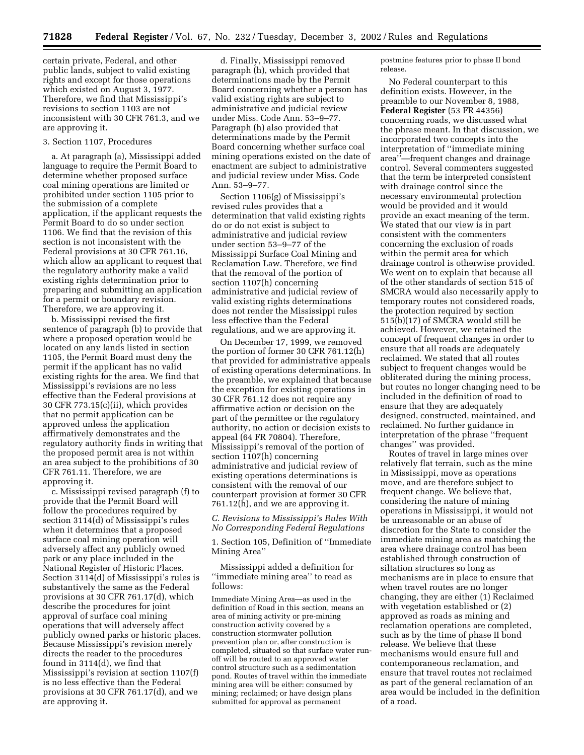certain private, Federal, and other public lands, subject to valid existing rights and except for those operations which existed on August 3, 1977. Therefore, we find that Mississippi's revisions to section 1103 are not inconsistent with 30 CFR 761.3, and we are approving it.

3. Section 1107, Procedures

a. At paragraph (a), Mississippi added language to require the Permit Board to determine whether proposed surface coal mining operations are limited or prohibited under section 1105 prior to the submission of a complete application, if the applicant requests the Permit Board to do so under section 1106. We find that the revision of this section is not inconsistent with the Federal provisions at 30 CFR 761.16, which allow an applicant to request that the regulatory authority make a valid existing rights determination prior to preparing and submitting an application for a permit or boundary revision. Therefore, we are approving it.

b. Mississippi revised the first sentence of paragraph (b) to provide that where a proposed operation would be located on any lands listed in section 1105, the Permit Board must deny the permit if the applicant has no valid existing rights for the area. We find that Mississippi's revisions are no less effective than the Federal provisions at 30 CFR 773.15(c)(ii), which provides that no permit application can be approved unless the application affirmatively demonstrates and the regulatory authority finds in writing that the proposed permit area is not within an area subject to the prohibitions of 30 CFR 761.11. Therefore, we are approving it.

c. Mississippi revised paragraph (f) to provide that the Permit Board will follow the procedures required by section 3114(d) of Mississippi's rules when it determines that a proposed surface coal mining operation will adversely affect any publicly owned park or any place included in the National Register of Historic Places. Section 3114(d) of Mississippi's rules is substantively the same as the Federal provisions at 30 CFR 761.17(d), which describe the procedures for joint approval of surface coal mining operations that will adversely affect publicly owned parks or historic places. Because Mississippi's revision merely directs the reader to the procedures found in 3114(d), we find that Mississippi's revision at section 1107(f) is no less effective than the Federal provisions at 30 CFR 761.17(d), and we are approving it.

d. Finally, Mississippi removed paragraph (h), which provided that determinations made by the Permit Board concerning whether a person has valid existing rights are subject to administrative and judicial review under Miss. Code Ann. 53–9–77. Paragraph (h) also provided that determinations made by the Permit Board concerning whether surface coal mining operations existed on the date of enactment are subject to administrative and judicial review under Miss. Code Ann. 53–9–77.

Section 1106(g) of Mississippi's revised rules provides that a determination that valid existing rights do or do not exist is subject to administrative and judicial review under section 53–9–77 of the Mississippi Surface Coal Mining and Reclamation Law. Therefore, we find that the removal of the portion of section 1107(h) concerning administrative and judicial review of valid existing rights determinations does not render the Mississippi rules less effective than the Federal regulations, and we are approving it.

On December 17, 1999, we removed the portion of former 30 CFR 761.12(h) that provided for administrative appeals of existing operations determinations. In the preamble, we explained that because the exception for existing operations in 30 CFR 761.12 does not require any affirmative action or decision on the part of the permittee or the regulatory authority, no action or decision exists to appeal (64 FR 70804). Therefore, Mississippi's removal of the portion of section 1107(h) concerning administrative and judicial review of existing operations determinations is consistent with the removal of our counterpart provision at former 30 CFR 761.12(h), and we are approving it.

### *C. Revisions to Mississippi's Rules With No Corresponding Federal Regulations*

1. Section 105, Definition of "Immediate Mining Area"

Mississippi added a definition for "immediate mining area" to read as follows:

> Immediate Mining Area—as used in the definition of Road in this section, means an area of mining activity or pre-mining construction activity covered by a construction stormwater pollution prevention plan or, after construction is completed, situated so that surface water run-off will be routed to an approved water control structure such as a sedimentation pond. Routes of travel within the immediate mining area will be either: consumed by mining; reclaimed; or have design plans submitted for approval as permanent postmine features prior to phase II bond release.

No Federal counterpart to this definition exists. However, in the preamble to our November 8, 1988, **Federal Register** (53 FR 44356) concerning roads, we discussed what the phrase meant. In that discussion, we incorporated two concepts into the interpretation of "immediate mining area"—frequent changes and drainage control. Several commenters suggested that the term be interpreted consistent with drainage control since the necessary environmental protection would be provided and it would provide an exact meaning of the term. We stated that our view is in part consistent with the commenters concerning the exclusion of roads within the permit area for which drainage control is otherwise provided. We went on to explain that because all of the other standards of section 515 of SMCRA would also necessarily apply to temporary routes not considered roads, the protection required by section 515(b)(17) of SMCRA would still be achieved. However, we retained the concept of frequent changes in order to ensure that all roads are adequately reclaimed. We stated that all routes subject to frequent changes would be obliterated during the mining process, but routes no longer changing need to be included in the definition of road to ensure that they are adequately designed, constructed, maintained, and reclaimed. No further guidance in interpretation of the phrase "frequent changes" was provided.

Routes of travel in large mines over relatively flat terrain, such as the mine in Mississippi, move as operations move, and are therefore subject to frequent change. We believe that, considering the nature of mining operations in Mississippi, it would not be unreasonable or an abuse of discretion for the State to consider the immediate mining area as matching the area where drainage control has been established through construction of siltation structures so long as mechanisms are in place to ensure that when travel routes are no longer changing, they are either (1) Reclaimed with vegetation established or (2) approved as roads as mining and reclamation operations are completed, such as by the time of phase II bond release. We believe that these mechanisms would ensure full and contemporaneous reclamation, and ensure that travel routes not reclaimed as part of the general reclamation of an area would be included in the definition of a road.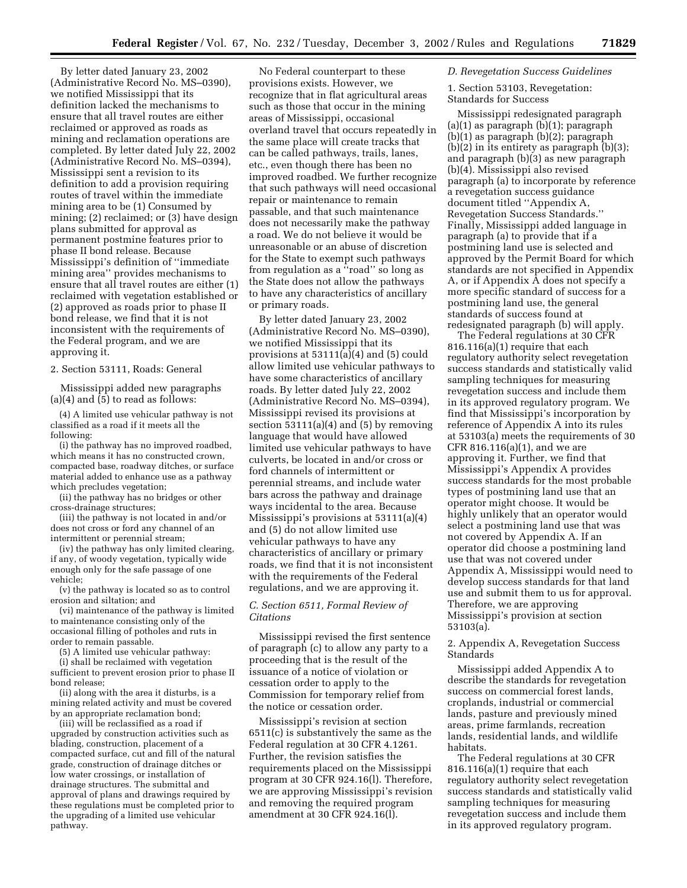By letter dated January 23, 2002 (Administrative Record No. MS–0390), we notified Mississippi that its definition lacked the mechanisms to ensure that all travel routes are either reclaimed or approved as roads as mining and reclamation operations are completed. By letter dated July 22, 2002 (Administrative Record No. MS–0394), Mississippi sent a revision to its definition to add a provision requiring routes of travel within the immediate mining area to be (1) Consumed by mining; (2) reclaimed; or (3) have design plans submitted for approval as permanent postmine features prior to phase II bond release. Because Mississippi's definition of "immediate mining area" provides mechanisms to ensure that all travel routes are either (1) reclaimed with vegetation established or (2) approved as roads prior to phase II bond release, we find that it is not inconsistent with the requirements of the Federal program, and we are approving it.

2. Section 53111, Roads: General

Mississippi added new paragraphs (a)(4) and (5) to read as follows:

(4) A limited use vehicular pathway is not classified as a road if it meets all the following:

(i) the pathway has no improved roadbed, which means it has no constructed crown, compacted base, roadway ditches, or surface material added to enhance use as a pathway which precludes vegetation;

(ii) the pathway has no bridges or other cross-drainage structures;

(iii) the pathway is not located in and/or does not cross or ford any channel of an intermittent or perennial stream;

(iv) the pathway has only limited clearing, if any, of woody vegetation, typically wide enough only for the safe passage of one vehicle;

(v) the pathway is located so as to control erosion and siltation; and

(vi) maintenance of the pathway is limited to maintenance consisting only of the occasional filling of potholes and ruts in order to remain passable.

(5) A limited use vehicular pathway:

(i) shall be reclaimed with vegetation sufficient to prevent erosion prior to phase II bond release;

(ii) along with the area it disturbs, is a mining related activity and must be covered by an appropriate reclamation bond;

(iii) will be reclassified as a road if upgraded by construction activities such as blading, construction, placement of a compacted surface, cut and fill of the natural grade, construction of drainage ditches or low water crossings, or installation of drainage structures. The submittal and approval of plans and drawings required by these regulations must be completed prior to the upgrading of a limited use vehicular pathway.

No Federal counterpart to these provisions exists. However, we recognize that in flat agricultural areas such as those that occur in the mining areas of Mississippi, occasional overland travel that occurs repeatedly in the same place will create tracks that can be called pathways, trails, lanes, etc., even though there has been no improved roadbed. We further recognize that such pathways will need occasional repair or maintenance to remain passable, and that such maintenance does not necessarily make the pathway a road. We do not believe it would be unreasonable or an abuse of discretion for the State to exempt such pathways from regulation as a "road" so long as the State does not allow the pathways to have any characteristics of ancillary or primary roads.

By letter dated January 23, 2002 (Administrative Record No. MS–0390), we notified Mississippi that its provisions at 53111(a)(4) and (5) could allow limited use vehicular pathways to have some characteristics of ancillary roads. By letter dated July 22, 2002 (Administrative Record No. MS–0394), Mississippi revised its provisions at section 53111(a)(4) and (5) by removing language that would have allowed limited use vehicular pathways to have culverts, be located in and/or cross or ford channels of intermittent or perennial streams, and include water bars across the pathway and drainage ways incidental to the area. Because Mississippi's provisions at 53111(a)(4) and (5) do not allow limited use vehicular pathways to have any characteristics of ancillary or primary roads, we find that it is not inconsistent with the requirements of the Federal regulations, and we are approving it.

*C. Section 6511, Formal Review of Citations*

Mississippi revised the first sentence of paragraph (c) to allow any party to a proceeding that is the result of the issuance of a notice of violation or cessation order to apply to the Commission for temporary relief from the notice or cessation order.

Mississippi's revision at section 6511(c) is substantively the same as the Federal regulation at 30 CFR 4.1261. Further, the revision satisfies the requirements placed on the Mississippi program at 30 CFR 924.16(l). Therefore, we are approving Mississippi's revision and removing the required program amendment at 30 CFR 924.16(l).

*D. Revegetation Success Guidelines*

1. Section 53103, Revegetation: Standards for Success

Mississippi redesignated paragraph (a)(1) as paragraph (b)(1); paragraph (b)(1) as paragraph (b)(2); paragraph (b)(2) in its entirety as paragraph (b)(3); and paragraph (b)(3) as new paragraph (b)(4). Mississippi also revised paragraph (a) to incorporate by reference a revegetation success guidance document titled "Appendix A, Revegetation Success Standards." Finally, Mississippi added language in paragraph (a) to provide that if a postmining land use is selected and approved by the Permit Board for which standards are not specified in Appendix A, or if Appendix A does not specify a more specific standard of success for a postmining land use, the general standards of success found at redesignated paragraph (b) will apply.

The Federal regulations at 30 CFR 816.116(a)(1) require that each regulatory authority select revegetation success standards and statistically valid sampling techniques for measuring revegetation success and include them in its approved regulatory program. We find that Mississippi's incorporation by reference of Appendix A into its rules at 53103(a) meets the requirements of 30 CFR 816.116(a)(1), and we are approving it. Further, we find that Mississippi's Appendix A provides success standards for the most probable types of postmining land use that an operator might choose. It would be highly unlikely that an operator would select a postmining land use that was not covered by Appendix A. If an operator did choose a postmining land use that was not covered under Appendix A, Mississippi would need to develop success standards for that land use and submit them to us for approval. Therefore, we are approving Mississippi's provision at section 53103(a).

2. Appendix A, Revegetation Success Standards

Mississippi added Appendix A to describe the standards for revegetation success on commercial forest lands, croplands, industrial or commercial lands, pasture and previously mined areas, prime farmlands, recreation lands, residential lands, and wildlife habitats.

The Federal regulations at 30 CFR 816.116(a)(1) require that each regulatory authority select revegetation success standards and statistically valid sampling techniques for measuring revegetation success and include them in its approved regulatory program.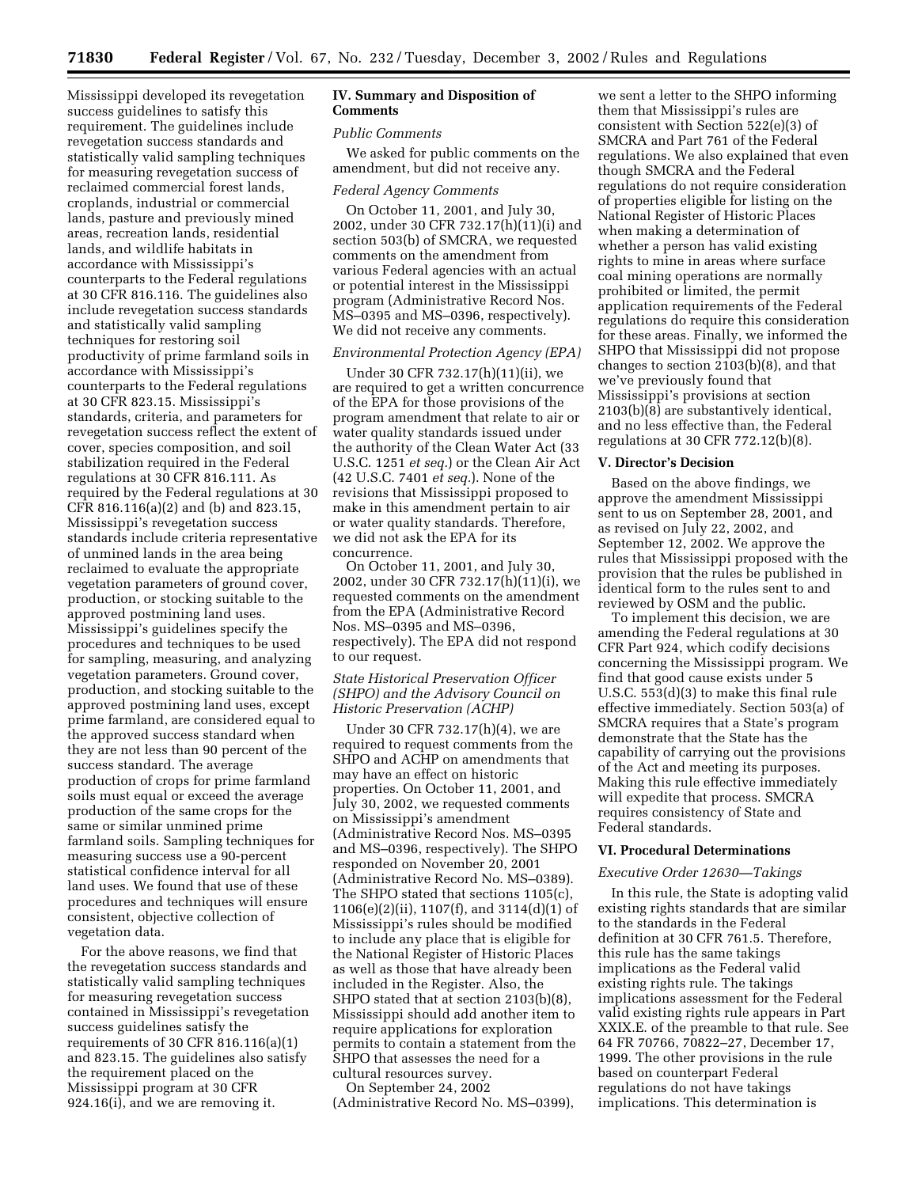Mississippi developed its revegetation success guidelines to satisfy this requirement. The guidelines include revegetation success standards and statistically valid sampling techniques for measuring revegetation success of reclaimed commercial forest lands, croplands, industrial or commercial lands, pasture and previously mined areas, recreation lands, residential lands, and wildlife habitats in accordance with Mississippi's counterparts to the Federal regulations at 30 CFR 816.116. The guidelines also include revegetation success standards and statistically valid sampling techniques for restoring soil productivity of prime farmland soils in accordance with Mississippi's counterparts to the Federal regulations at 30 CFR 823.15. Mississippi's standards, criteria, and parameters for revegetation success reflect the extent of cover, species composition, and soil stabilization required in the Federal regulations at 30 CFR 816.111. As required by the Federal regulations at 30 CFR 816.116(a)(2) and (b) and 823.15, Mississippi's revegetation success standards include criteria representative of unmined lands in the area being reclaimed to evaluate the appropriate vegetation parameters of ground cover, production, or stocking suitable to the approved postmining land uses. Mississippi's guidelines specify the procedures and techniques to be used for sampling, measuring, and analyzing vegetation parameters. Ground cover, production, and stocking suitable to the approved postmining land uses, except prime farmland, are considered equal to the approved success standard when they are not less than 90 percent of the success standard. The average production of crops for prime farmland soils must equal or exceed the average production of the same crops for the same or similar unmined prime farmland soils. Sampling techniques for measuring success use a 90-percent statistical confidence interval for all land uses. We found that use of these procedures and techniques will ensure consistent, objective collection of vegetation data.

For the above reasons, we find that the revegetation success standards and statistically valid sampling techniques for measuring revegetation success contained in Mississippi's revegetation success guidelines satisfy the requirements of 30 CFR 816.116(a)(1) and 823.15. The guidelines also satisfy the requirement placed on the Mississippi program at 30 CFR 924.16(i), and we are removing it.

## IV. Summary and Disposition of Comments

*Public Comments*

We asked for public comments on the amendment, but did not receive any.

*Federal Agency Comments*

On October 11, 2001, and July 30, 2002, under 30 CFR 732.17(h)(11)(i) and section 503(b) of SMCRA, we requested comments on the amendment from various Federal agencies with an actual or potential interest in the Mississippi program (Administrative Record Nos. MS–0395 and MS–0396, respectively). We did not receive any comments.

*Environmental Protection Agency (EPA)*

Under 30 CFR 732.17(h)(11)(ii), we are required to get a written concurrence of the EPA for those provisions of the program amendment that relate to air or water quality standards issued under the authority of the Clean Water Act (33 U.S.C. 1251 *et seq.*) or the Clean Air Act (42 U.S.C. 7401 *et seq.*). None of the revisions that Mississippi proposed to make in this amendment pertain to air or water quality standards. Therefore, we did not ask the EPA for its concurrence.

On October 11, 2001, and July 30, 2002, under 30 CFR 732.17(h)(11)(i), we requested comments on the amendment from the EPA (Administrative Record Nos. MS–0395 and MS–0396, respectively). The EPA did not respond to our request.

*State Historical Preservation Officer (SHPO) and the Advisory Council on Historic Preservation (ACHP)*

Under 30 CFR 732.17(h)(4), we are required to request comments from the SHPO and ACHP on amendments that may have an effect on historic properties. On October 11, 2001, and July 30, 2002, we requested comments on Mississippi's amendment (Administrative Record Nos. MS–0395 and MS–0396, respectively). The SHPO responded on November 20, 2001 (Administrative Record No. MS–0389). The SHPO stated that sections 1105(c), 1106(e)(2)(ii), 1107(f), and 3114(d)(1) of Mississippi's rules should be modified to include any place that is eligible for the National Register of Historic Places as well as those that have already been included in the Register. Also, the SHPO stated that at section 2103(b)(8), Mississippi should add another item to require applications for exploration permits to contain a statement from the SHPO that assesses the need for a cultural resources survey.

On September 24, 2002 (Administrative Record No. MS–0399), we sent a letter to the SHPO informing them that Mississippi's rules are consistent with Section 522(e)(3) of SMCRA and Part 761 of the Federal regulations. We also explained that even though SMCRA and the Federal regulations do not require consideration of properties eligible for listing on the National Register of Historic Places when making a determination of whether a person has valid existing rights to mine in areas where surface coal mining operations are normally prohibited or limited, the permit application requirements of the Federal regulations do require this consideration for these areas. Finally, we informed the SHPO that Mississippi did not propose changes to section 2103(b)(8), and that we've previously found that Mississippi's provisions at section 2103(b)(8) are substantively identical, and no less effective than, the Federal regulations at 30 CFR 772.12(b)(8).

## V. Director's Decision

Based on the above findings, we approve the amendment Mississippi sent to us on September 28, 2001, and as revised on July 22, 2002, and September 12, 2002. We approve the rules that Mississippi proposed with the provision that the rules be published in identical form to the rules sent to and reviewed by OSM and the public.

To implement this decision, we are amending the Federal regulations at 30 CFR Part 924, which codify decisions concerning the Mississippi program. We find that good cause exists under 5 U.S.C. 553(d)(3) to make this final rule effective immediately. Section 503(a) of SMCRA requires that a State's program demonstrate that the State has the capability of carrying out the provisions of the Act and meeting its purposes. Making this rule effective immediately will expedite that process. SMCRA requires consistency of State and Federal standards.

## VI. Procedural Determinations

*Executive Order 12630—Takings*

In this rule, the State is adopting valid existing rights standards that are similar to the standards in the Federal definition at 30 CFR 761.5. Therefore, this rule has the same takings implications as the Federal valid existing rights rule. The takings implications assessment for the Federal valid existing rights rule appears in Part XXIX.E. of the preamble to that rule. See 64 FR 70766, 70822–27, December 17, 1999. The other provisions in the rule based on counterpart Federal regulations do not have takings implications. This determination is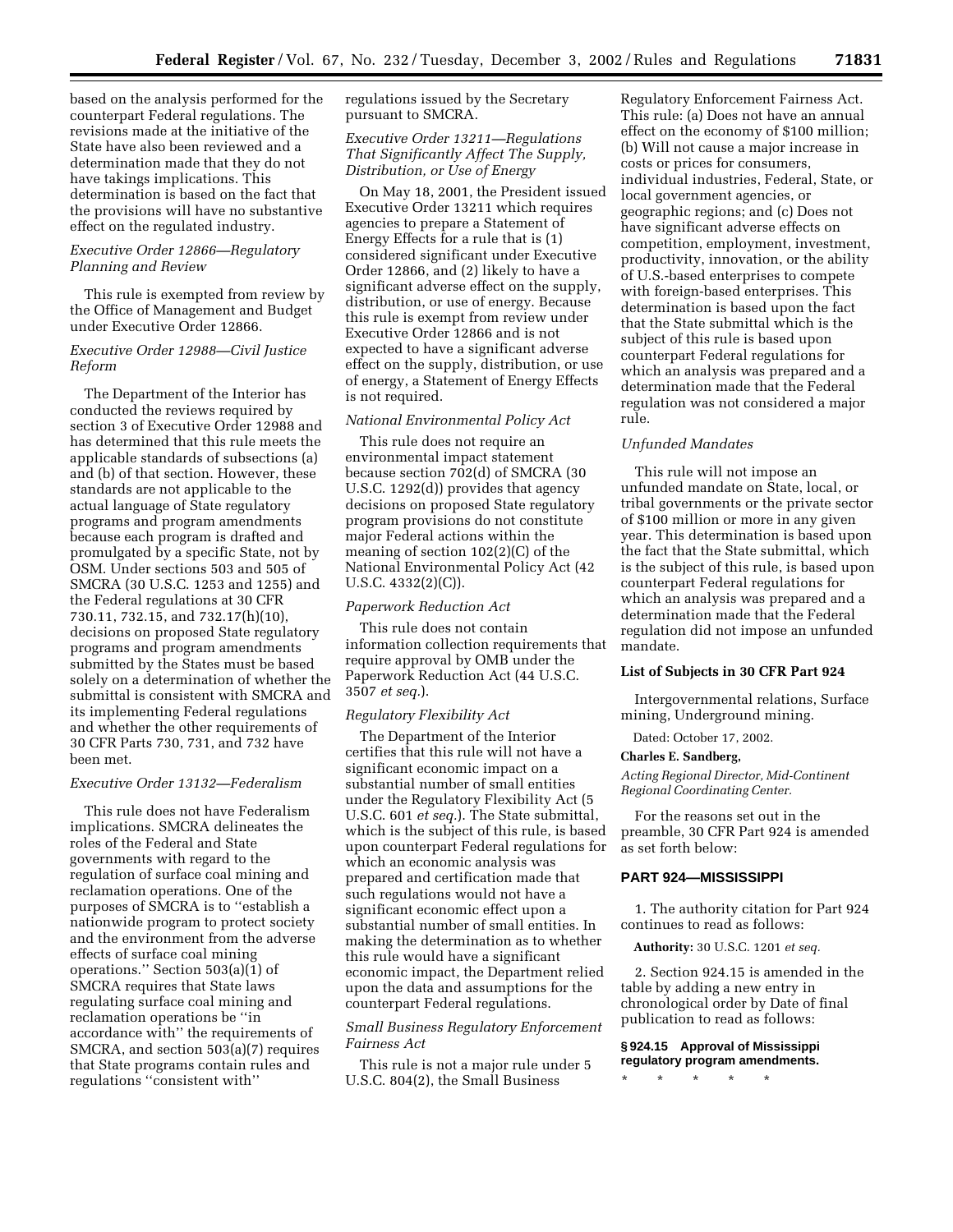based on the analysis performed for the counterpart Federal regulations. The revisions made at the initiative of the State have also been reviewed and a determination made that they do not have takings implications. This determination is based on the fact that the provisions will have no substantive effect on the regulated industry.

*Executive Order 12866—Regulatory Planning and Review*

This rule is exempted from review by the Office of Management and Budget under Executive Order 12866.

*Executive Order 12988—Civil Justice Reform*

The Department of the Interior has conducted the reviews required by section 3 of Executive Order 12988 and has determined that this rule meets the applicable standards of subsections (a) and (b) of that section. However, these standards are not applicable to the actual language of State regulatory programs and program amendments because each program is drafted and promulgated by a specific State, not by OSM. Under sections 503 and 505 of SMCRA (30 U.S.C. 1253 and 1255) and the Federal regulations at 30 CFR 730.11, 732.15, and 732.17(h)(10), decisions on proposed State regulatory programs and program amendments submitted by the States must be based solely on a determination of whether the submittal is consistent with SMCRA and its implementing Federal regulations and whether the other requirements of 30 CFR Parts 730, 731, and 732 have been met.

*Executive Order 13132—Federalism*

This rule does not have Federalism implications. SMCRA delineates the roles of the Federal and State governments with regard to the regulation of surface coal mining and reclamation operations. One of the purposes of SMCRA is to ''establish a nationwide program to protect society and the environment from the adverse effects of surface coal mining operations.'' Section 503(a)(1) of SMCRA requires that State laws regulating surface coal mining and reclamation operations be ''in accordance with'' the requirements of SMCRA, and section 503(a)(7) requires that State programs contain rules and regulations ''consistent with'' regulations issued by the Secretary pursuant to SMCRA.

*Executive Order 13211—Regulations That Significantly Affect The Supply, Distribution, or Use of Energy*

On May 18, 2001, the President issued Executive Order 13211 which requires agencies to prepare a Statement of Energy Effects for a rule that is (1) considered significant under Executive Order 12866, and (2) likely to have a significant adverse effect on the supply, distribution, or use of energy. Because this rule is exempt from review under Executive Order 12866 and is not expected to have a significant adverse effect on the supply, distribution, or use of energy, a Statement of Energy Effects is not required.

*National Environmental Policy Act*

This rule does not require an environmental impact statement because section 702(d) of SMCRA (30 U.S.C. 1292(d)) provides that agency decisions on proposed State regulatory program provisions do not constitute major Federal actions within the meaning of section 102(2)(C) of the National Environmental Policy Act (42 U.S.C. 4332(2)(C)).

*Paperwork Reduction Act*

This rule does not contain information collection requirements that require approval by OMB under the Paperwork Reduction Act (44 U.S.C. 3507 *et seq.*).

*Regulatory Flexibility Act*

The Department of the Interior certifies that this rule will not have a significant economic impact on a substantial number of small entities under the Regulatory Flexibility Act (5 U.S.C. 601 *et seq.*). The State submittal, which is the subject of this rule, is based upon counterpart Federal regulations for which an economic analysis was prepared and certification made that such regulations would not have a significant economic effect upon a substantial number of small entities. In making the determination as to whether this rule would have a significant economic impact, the Department relied upon the data and assumptions for the counterpart Federal regulations.

*Small Business Regulatory Enforcement Fairness Act*

This rule is not a major rule under 5 U.S.C. 804(2), the Small Business Regulatory Enforcement Fairness Act. This rule: (a) Does not have an annual effect on the economy of $100 million; (b) Will not cause a major increase in costs or prices for consumers, individual industries, Federal, State, or local government agencies, or geographic regions; and (c) Does not have significant adverse effects on competition, employment, investment, productivity, innovation, or the ability of U.S.-based enterprises to compete with foreign-based enterprises. This determination is based upon the fact that the State submittal which is the subject of this rule is based upon counterpart Federal regulations for which an analysis was prepared and a determination made that the Federal regulation was not considered a major rule.

*Unfunded Mandates*

This rule will not impose an unfunded mandate on State, local, or tribal governments or the private sector of $100 million or more in any given year. This determination is based upon the fact that the State submittal, which is the subject of this rule, is based upon counterpart Federal regulations for which an analysis was prepared and a determination made that the Federal regulation did not impose an unfunded mandate.

**List of Subjects in 30 CFR Part 924**

Intergovernmental relations, Surface mining, Underground mining.

Dated: October 17, 2002.

**Charles E. Sandberg,**

*Acting Regional Director, Mid-Continent Regional Coordinating Center.*

For the reasons set out in the preamble, 30 CFR Part 924 is amended as set forth below:

## PART 924—MISSISSIPPI

1. The authority citation for Part 924 continues to read as follows:

**Authority:** 30 U.S.C. 1201 *et seq.*

2. Section 924.15 is amended in the table by adding a new entry in chronological order by Date of final publication to read as follows:

**§ 924.15 Approval of Mississippi regulatory program amendments.**

\* \* \* \* \*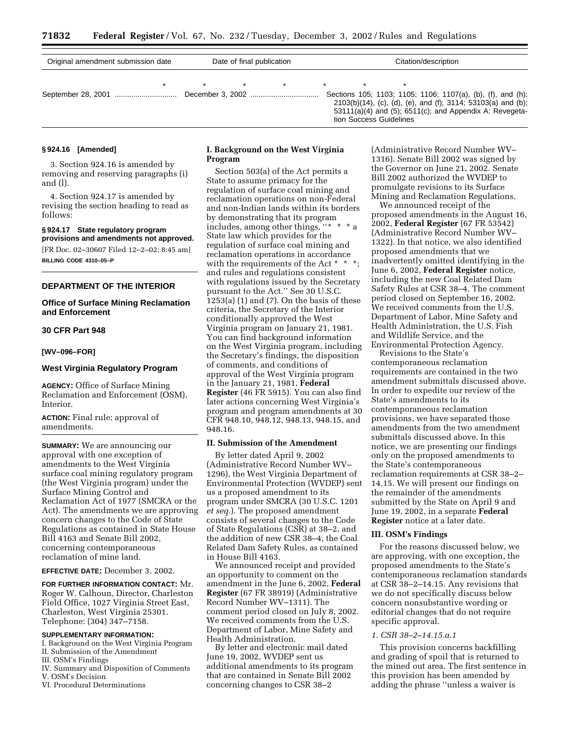| Original amendment submission date | Date of final publication | Citation/description |
| --- | --- | --- |
| * * * | * * * | * |
| September 28, 2001 ............................. | December 3, 2002 ................................ | Sections 105; 1103; 1105; 1106; 1107(a), (b), (f), and (h); 2103(b)(14), (c), (d), (e), and (f); 3114; 53103(a) and (b); 53111(a)(4) and (5); 6511(c); and Appendix A: Revegetation Success Guidelines |

**§ 924.16 [Amended]**

3. Section 924.16 is amended by removing and reserving paragraphs (i) and (l).

4. Section 924.17 is amended by revising the section heading to read as follows:

**§ 924.17 State regulatory program provisions and amendments not approved.**

[FR Doc. 02–30607 Filed 12–2–02; 8:45 am]

**BILLING CODE 4310–05–P**

## DEPARTMENT OF THE INTERIOR

## Office of Surface Mining Reclamation and Enforcement

## 30 CFR Part 948

**[WV–096–FOR]**

## West Virginia Regulatory Program

**AGENCY:** Office of Surface Mining Reclamation and Enforcement (OSM), Interior.

**ACTION:** Final rule; approval of amendments.

**SUMMARY:** We are announcing our approval with one exception of amendments to the West Virginia surface coal mining regulatory program (the West Virginia program) under the Surface Mining Control and Reclamation Act of 1977 (SMCRA or the Act). The amendments we are approving concern changes to the Code of State Regulations as contained in State House Bill 4163 and Senate Bill 2002, concerning contemporaneous reclamation of mine land.

**EFFECTIVE DATE:** December 3, 2002.

**FOR FURTHER INFORMATION CONTACT:** Mr. Roger W. Calhoun, Director, Charleston Field Office, 1027 Virginia Street East, Charleston, West Virginia 25301. Telephone: (304) 347–7158.

**SUPPLEMENTARY INFORMATION:**

I. Background on the West Virginia Program
II. Submission of the Amendment
III. OSM's Findings
IV. Summary and Disposition of Comments
V. OSM's Decision
VI. Procedural Determinations

### I. Background on the West Virginia Program

Section 503(a) of the Act permits a State to assume primacy for the regulation of surface coal mining and reclamation operations on non-Federal and non-Indian lands within its borders by demonstrating that its program includes, among other things, "* * * a State law which provides for the regulation of surface coal mining and reclamation operations in accordance with the requirements of the Act * * *; and rules and regulations consistent with regulations issued by the Secretary pursuant to the Act." See 30 U.S.C. 1253(a) (1) and (7). On the basis of these criteria, the Secretary of the Interior conditionally approved the West Virginia program on January 21, 1981. You can find background information on the West Virginia program, including the Secretary's findings, the disposition of comments, and conditions of approval of the West Virginia program in the January 21, 1981, **Federal Register** (46 FR 5915). You can also find later actions concerning West Virginia's program and program amendments at 30 CFR 948.10, 948.12, 948.13, 948.15, and 948.16.

### II. Submission of the Amendment

By letter dated April 9, 2002 (Administrative Record Number WV–1296), the West Virginia Department of Environmental Protection (WVDEP) sent us a proposed amendment to its program under SMCRA (30 U.S.C. 1201 *et seq.*). The proposed amendment consists of several changes to the Code of State Regulations (CSR) at 38–2, and the addition of new CSR 38–4, the Coal Related Dam Safety Rules, as contained in House Bill 4163.

We announced receipt and provided an opportunity to comment on the amendment in the June 6, 2002, **Federal Register** (67 FR 38919) (Administrative Record Number WV–1311). The comment period closed on July 8, 2002. We received comments from the U.S. Department of Labor, Mine Safety and Health Administration.

By letter and electronic mail dated June 19, 2002, WVDEP sent us additional amendments to its program that are contained in Senate Bill 2002 concerning changes to CSR 38–2 (Administrative Record Number WV–1316). Senate Bill 2002 was signed by the Governor on June 21, 2002. Senate Bill 2002 authorized the WVDEP to promulgate revisions to its Surface Mining and Reclamation Regulations.

We announced receipt of the proposed amendments in the August 16, 2002, **Federal Register** (67 FR 53542) (Administrative Record Number WV–1322). In that notice, we also identified proposed amendments that we inadvertently omitted identifying in the June 6, 2002, **Federal Register** notice, including the new Coal Related Dam Safety Rules at CSR 38–4. The comment period closed on September 16, 2002. We received comments from the U.S. Department of Labor, Mine Safety and Health Administration, the U.S. Fish and Wildlife Service, and the Environmental Protection Agency.

Revisions to the State's contemporaneous reclamation requirements are contained in the two amendment submittals discussed above. In order to expedite our review of the State's amendments to its contemporaneous reclamation provisions, we have separated those amendments from the two amendment submittals discussed above. In this notice, we are presenting our findings only on the proposed amendments to the State's contemporaneous reclamation requirements at CSR 38–2–14.15. We will present our findings on the remainder of the amendments submitted by the State on April 9 and June 19, 2002, in a separate **Federal Register** notice at a later date.

### III. OSM's Findings

For the reasons discussed below, we are approving, with one exception, the proposed amendments to the State's contemporaneous reclamation standards at CSR 38–2–14.15. Any revisions that we do not specifically discuss below concern nonsubstantive wording or editorial changes that do not require specific approval.

*1. CSR 38–2–14.15.a.1*

This provision concerns backfilling and grading of spoil that is returned to the mined out area. The first sentence in this provision has been amended by adding the phrase "unless a waiver is